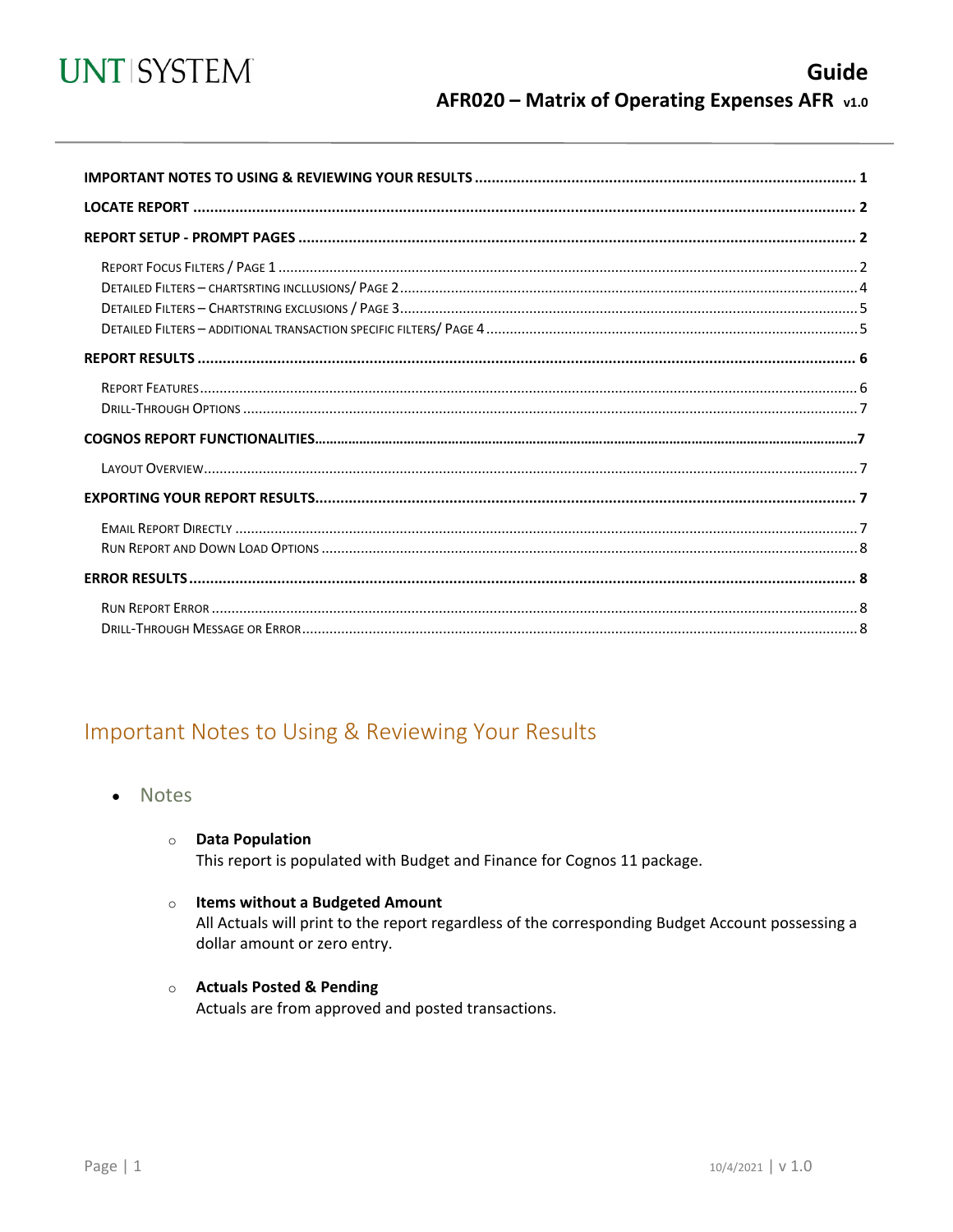# Guide

## AFR020 – Matrix of Operating Expenses AFR v1.0

IMPORTANT NOTES TO USING & REVIEWING YOUR RESULTS ........ 1

LOCATE REPORT ........ 2

REPORT SETUP - PROMPT PAGES ........ 2

- Report Focus Filters / Page 1 ........ 2
- Detailed Filters – chartsrting incllusions/ Page 2 ........ 4
- Detailed Filters – Chartstring exclusions / Page 3 ........ 5
- Detailed Filters – additional transaction specific filters/ Page 4 ........ 5

REPORT RESULTS ........ 6

- Report Features ........ 6
- Drill-Through Options ........ 7

COGNOS REPORT FUNCTIONALITIES ........ 7

- Layout Overview ........ 7

EXPORTING YOUR REPORT RESULTS ........ 7

- Email Report Directly ........ 7
- Run Report and Down Load Options ........ 8

ERROR RESULTS ........ 8

- Run Report Error ........ 8
- Drill-Through Message or Error ........ 8

## Important Notes to Using & Reviewing Your Results

- Notes
  - **Data Population**
    This report is populated with Budget and Finance for Cognos 11 package.
  - **Items without a Budgeted Amount**
    All Actuals will print to the report regardless of the corresponding Budget Account possessing a dollar amount or zero entry.
  - **Actuals Posted & Pending**
    Actuals are from approved and posted transactions.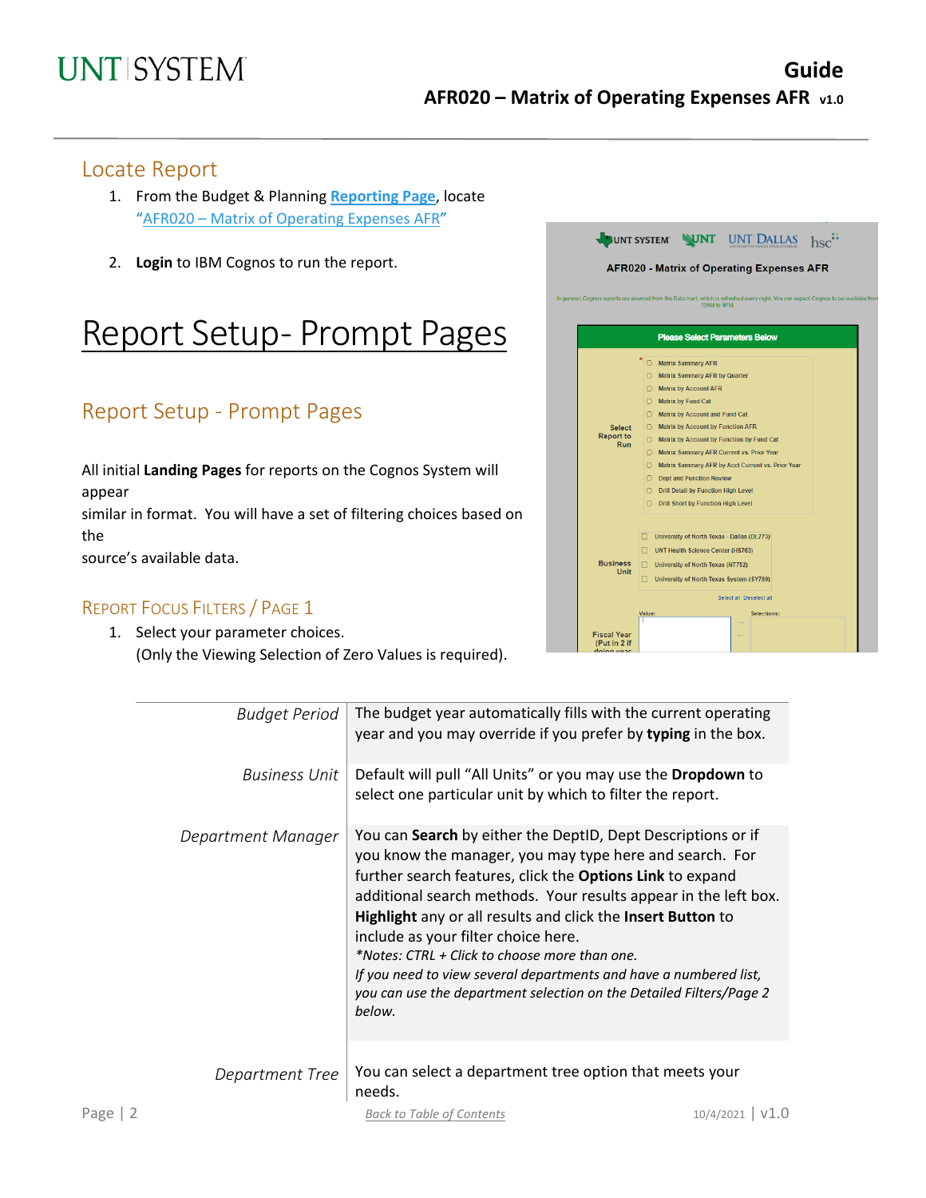## Locate Report

1. From the Budget & Planning **Reporting Page**, locate "AFR020 – Matrix of Operating Expenses AFR"

2. **Login** to IBM Cognos to run the report.

# Report Setup- Prompt Pages

## Report Setup - Prompt Pages

All initial **Landing Pages** for reports on the Cognos System will appear similar in format. You will have a set of filtering choices based on the source's available data.

### Report Focus Filters / Page 1

1. Select your parameter choices.
   (Only the Viewing Selection of Zero Values is required).

| | |
|---|---|
| *Budget Period* | The budget year automatically fills with the current operating year and you may override if you prefer by **typing** in the box. |
| *Business Unit* | Default will pull "All Units" or you may use the **Dropdown** to select one particular unit by which to filter the report. |
| *Department Manager* | You can **Search** by either the DeptID, Dept Descriptions or if you know the manager, you may type here and search. For further search features, click the **Options Link** to expand additional search methods. Your results appear in the left box. **Highlight** any or all results and click the **Insert Button** to include as your filter choice here. *\*Notes: CTRL + Click to choose more than one.* *If you need to view several departments and have a numbered list, you can use the department selection on the Detailed Filters/Page 2 below.* |
| *Department Tree* | You can select a department tree option that meets your needs. |

Back to Table of Contents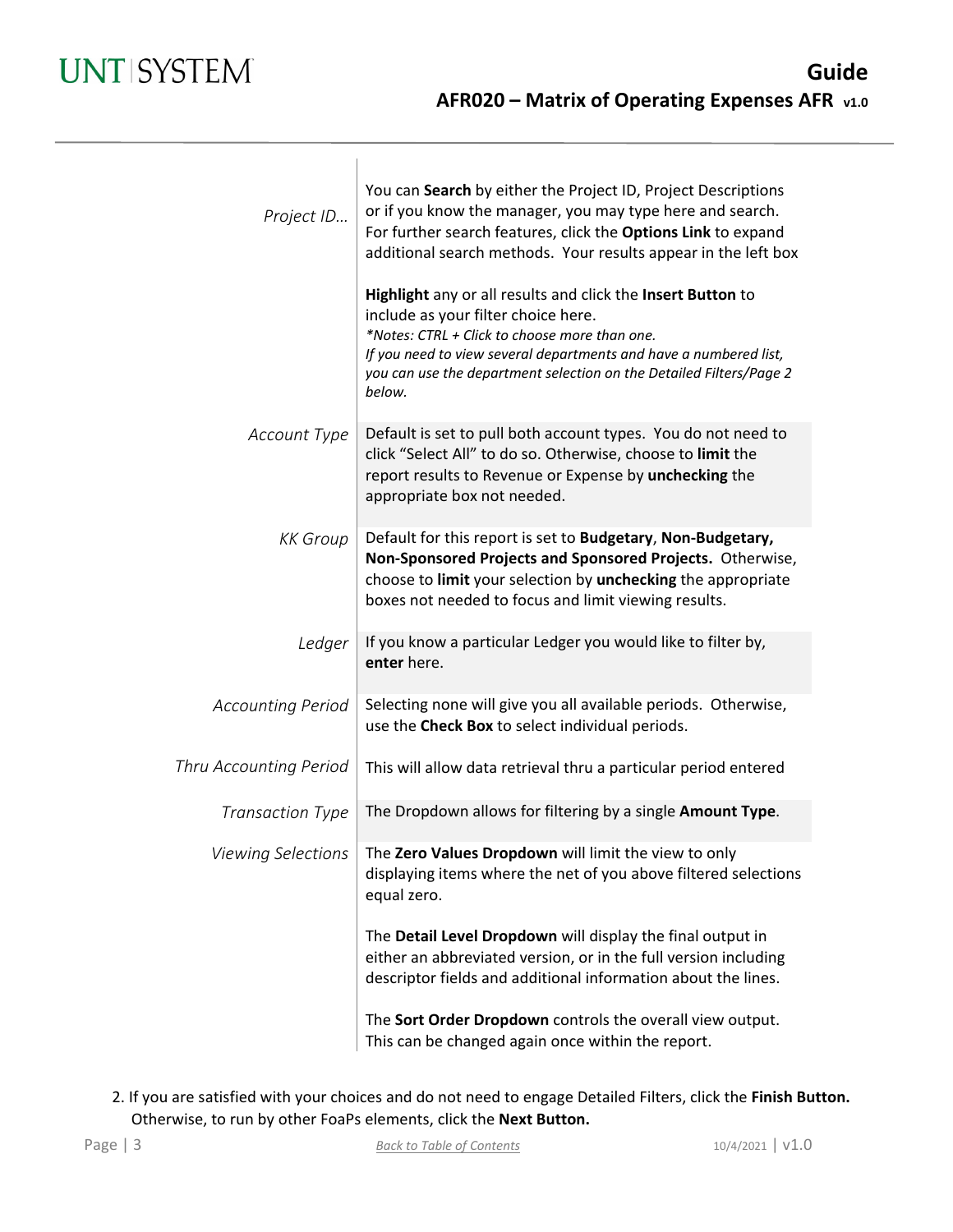| | |
|---|---|
| *Project ID…* | You can **Search** by either the Project ID, Project Descriptions or if you know the manager, you may type here and search. For further search features, click the **Options Link** to expand additional search methods. Your results appear in the left box<br><br>**Highlight** any or all results and click the **Insert Button** to include as your filter choice here.<br>*\*Notes: CTRL + Click to choose more than one.*<br>*If you need to view several departments and have a numbered list, you can use the department selection on the Detailed Filters/Page 2 below.* |
| *Account Type* | Default is set to pull both account types. You do not need to click "Select All" to do so. Otherwise, choose to **limit** the report results to Revenue or Expense by **unchecking** the appropriate box not needed. |
| *KK Group* | Default for this report is set to **Budgetary**, **Non-Budgetary, Non-Sponsored Projects and Sponsored Projects.** Otherwise, choose to **limit** your selection by **unchecking** the appropriate boxes not needed to focus and limit viewing results. |
| *Ledger* | If you know a particular Ledger you would like to filter by, **enter** here. |
| *Accounting Period* | Selecting none will give you all available periods. Otherwise, use the **Check Box** to select individual periods. |
| *Thru Accounting Period* | This will allow data retrieval thru a particular period entered |
| *Transaction Type* | The Dropdown allows for filtering by a single **Amount Type**. |
| *Viewing Selections* | The **Zero Values Dropdown** will limit the view to only displaying items where the net of you above filtered selections equal zero.<br><br>The **Detail Level Dropdown** will display the final output in either an abbreviated version, or in the full version including descriptor fields and additional information about the lines.<br><br>The **Sort Order Dropdown** controls the overall view output. This can be changed again once within the report. |

2. If you are satisfied with your choices and do not need to engage Detailed Filters, click the **Finish Button.** Otherwise, to run by other FoaPs elements, click the **Next Button.**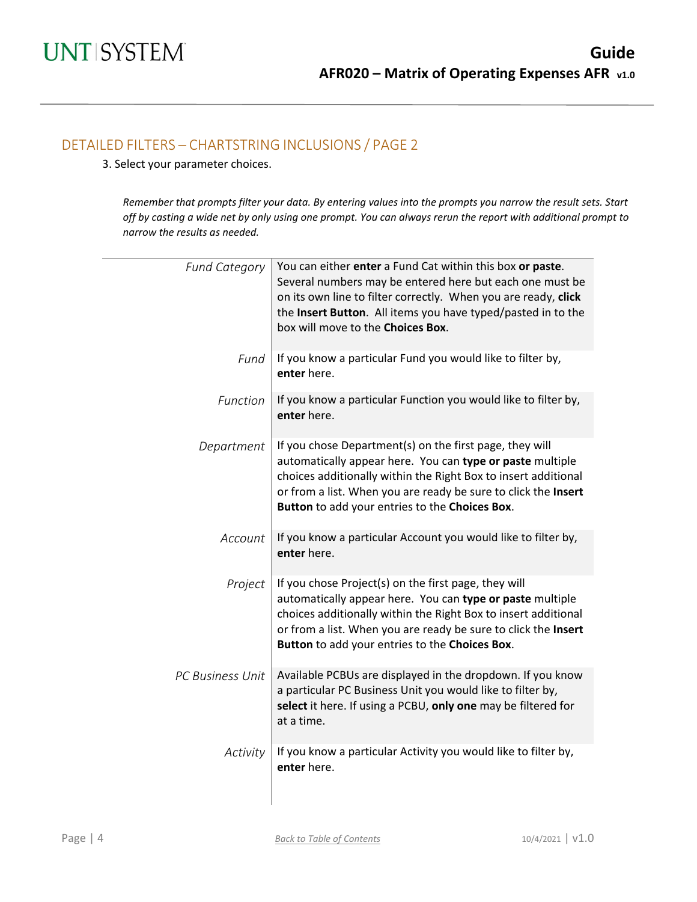## DETAILED FILTERS – CHARTSTRING INCLUSIONS / PAGE 2

3. Select your parameter choices.

*Remember that prompts filter your data. By entering values into the prompts you narrow the result sets. Start off by casting a wide net by only using one prompt. You can always rerun the report with additional prompt to narrow the results as needed.*

| | |
|---|---|
| *Fund Category* | You can either **enter** a Fund Cat within this box **or paste**. Several numbers may be entered here but each one must be on its own line to filter correctly. When you are ready, **click** the **Insert Button**. All items you have typed/pasted in to the box will move to the **Choices Box**. |
| *Fund* | If you know a particular Fund you would like to filter by, **enter** here. |
| *Function* | If you know a particular Function you would like to filter by, **enter** here. |
| *Department* | If you chose Department(s) on the first page, they will automatically appear here. You can **type or paste** multiple choices additionally within the Right Box to insert additional or from a list. When you are ready be sure to click the **Insert Button** to add your entries to the **Choices Box**. |
| *Account* | If you know a particular Account you would like to filter by, **enter** here. |
| *Project* | If you chose Project(s) on the first page, they will automatically appear here. You can **type or paste** multiple choices additionally within the Right Box to insert additional or from a list. When you are ready be sure to click the **Insert Button** to add your entries to the **Choices Box**. |
| *PC Business Unit* | Available PCBUs are displayed in the dropdown. If you know a particular PC Business Unit you would like to filter by, **select** it here. If using a PCBU, **only one** may be filtered for at a time. |
| *Activity* | If you know a particular Activity you would like to filter by, **enter** here. |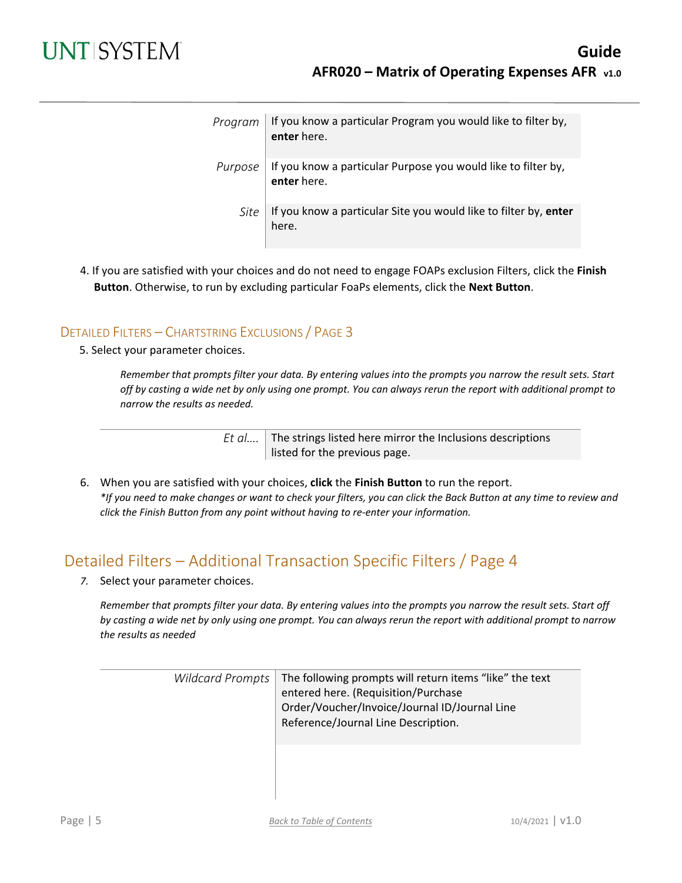| | |
|---|---|
| *Program* | If you know a particular Program you would like to filter by, **enter** here. |
| *Purpose* | If you know a particular Purpose you would like to filter by, **enter** here. |
| *Site* | If you know a particular Site you would like to filter by, **enter** here. |

4. If you are satisfied with your choices and do not need to engage FOAPs exclusion Filters, click the **Finish Button**. Otherwise, to run by excluding particular FoaPs elements, click the **Next Button**.

### Detailed Filters – Chartstring Exclusions / Page 3

5. Select your parameter choices.

*Remember that prompts filter your data. By entering values into the prompts you narrow the result sets. Start off by casting a wide net by only using one prompt. You can always rerun the report with additional prompt to narrow the results as needed.*

| | |
|---|---|
| *Et al....* | The strings listed here mirror the Inclusions descriptions listed for the previous page. |

6. When you are satisfied with your choices, **click** the **Finish Button** to run the report.
*\*If you need to make changes or want to check your filters, you can click the Back Button at any time to review and click the Finish Button from any point without having to re-enter your information.*

## Detailed Filters – Additional Transaction Specific Filters / Page 4

7. Select your parameter choices.

*Remember that prompts filter your data. By entering values into the prompts you narrow the result sets. Start off by casting a wide net by only using one prompt. You can always rerun the report with additional prompt to narrow the results as needed*

| | |
|---|---|
| *Wildcard Prompts* | The following prompts will return items "like" the text entered here. (Requisition/Purchase Order/Voucher/Invoice/Journal ID/Journal Line Reference/Journal Line Description. |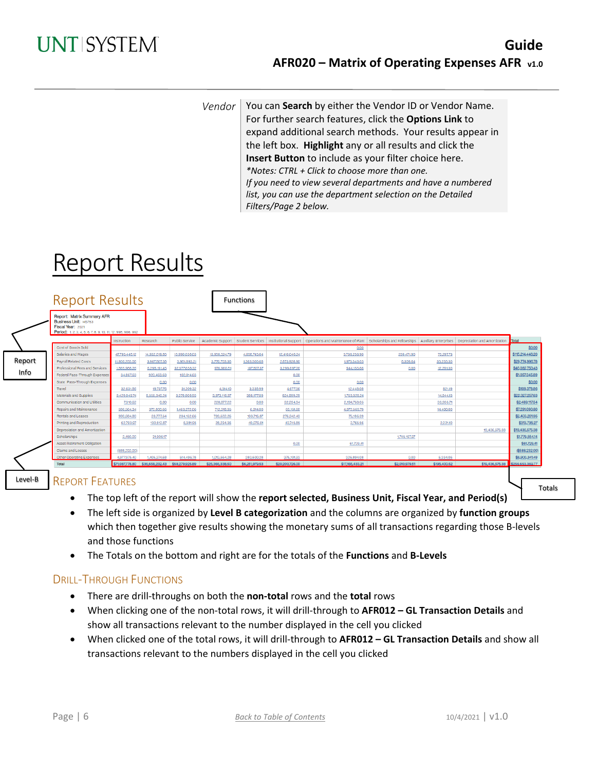| | |
|---|---|
| *Vendor* | You can **Search** by either the Vendor ID or Vendor Name. For further search features, click the **Options Link** to expand additional search methods. Your results appear in the left box. **Highlight** any or all results and click the **Insert Button** to include as your filter choice here. *\*Notes: CTRL + Click to choose more than one.* *If you need to view several departments and have a numbered list, you can use the department selection on the Detailed Filters/Page 2 below.* |

# Report Results

## Report Results

Functions

Report Info

Level-B

Totals

Report: Matrix Summary AFR
Business Unit: HS753
Fiscal Year: 2021
Period: 1, 2, 3, 4, 5, 6, 7, 8, 9, 10, 11, 12, 995, 996, 997, 998, 999

| | Instruction | Research | Public Service | Academic Support | Student Services | Institutional Support | Operations and Maintenance of Plant | Scholarships and Fellowships | Auxiliary Enterprises | Depreciation and Amortization | Total |
|---|---|---|---|---|---|---|---|---|---|---|---|
| Cost of Goods Sold | | | | | | | 0.00 | | | | $0.00 |
| Salaries and Wages | 47,793,445.12 | 14,932,016.00 | 15,990,638.03 | 13,956,324.79 | 4,066,745.64 | 12,410,045.24 | 5,736,253.90 | 259,471.90 | 73,287.73 | | $115,214,446.20 |
| Payroll Related Costs | 11,906,266.06 | 3,967,007.50 | 3,901,693.21 | 3,776,708.36 | 1,263,500.60 | 2,673,820.90 | 1,975,343.03 | 6,309.64 | 35,253.30 | | $29,774,990.78 |
| Professional Fees and Services | 1,060,906.28 | 6,290,191.45 | 32,577,650.32 | 575,960.51 | 107,007.87 | 3,298,697.06 | 944,155.66 | 0.00 | 42,751.30 | | $45,082,750.43 |
| Federal Pass-Through Expenses | 34,567.53 | 920,463.53 | 102,014.63 | | | 0.00 | | | | | $1,057,045.69 |
| State Pass-Through Expenses | | 0.00 | 0.00 | | | 0.00 | 0.00 | | | | $0.00 |
| Travel | 32,631.58 | 19,737.75 | 31,209.32 | 4,314.10 | 3,335.99 | 4,677.56 | 12,448.06 | | 621.19 | | $109,379.86 |
| Materials and Supplies | 3,429,943.74 | 5,666,046.24 | 3,576,668.63 | 5,973,116.57 | 388,177.09 | 824,899.28 | 1,753,929.24 | | 14,544.13 | | $22,327,257.63 |
| Communication and Utilities | 7,510.62 | 0.00 | 0.00 | 220,677.23 | 0.00 | 32,234.94 | 2,194,799.05 | | 30,505.71 | | $2,489,117.54 |
| Repairs and Maintenance | 566,564.34 | 372,800.56 | 1,463,272.06 | 712,215.35 | 6,914.00 | 55,134.00 | 4,372,660.79 | | 14,430.00 | | $7,291,090.80 |
| Rentals and Leases | 966,564.90 | 29,777.54 | 294,162.66 | 796,632.35 | 103,715.87 | 276,242.43 | 75,195.59 | | | | $2,403,291.95 |
| Printing and Reproduction | 62,799.57 | 130,612.87 | 6,391.05 | 39,234.36 | 40,079.81 | 40,746.86 | 2,765.56 | | 2,221.10 | | $319,735.27 |
| Depreciation and Amortization | | | | | | | | | | 19,436,575.38 | $19,436,575.38 |
| Scholarships | 2,460.00 | 31,906.17 | | | | | | 1,745,197.97 | | | $1,779,564.14 |
| Asset Retirement Obligation | | | | | | 0.00 | 61,729.41 | | | | $61,729.41 |
| Claims and Losses | (588,232.00) | | | | | | | | | | ($588,232.00) |
| Other Operating Expenses | 4,977,675.40 | 1,405,274.68 | 514,496.78 | 1,313,564.29 | 280,500.28 | 375,101.03 | 326,894.08 | 0.00 | 6,334.06 | | $8,900,341.49 |
| **Total** | $71,087,778.80 | $35,658,232.43 | $58,279,925.89 | $25,366,336.50 | $6,251,979.53 | $20,200,726.00 | $17,165,433.21 | $2,010,979.51 | $195,400.52 | $19,436,575.38 | $256,653,369.77 |

### Report Features

- The top left of the report will show the **report selected, Business Unit, Fiscal Year, and Period(s)**
- The left side is organized by **Level B categorization** and the columns are organized by **function groups** which then together give results showing the monetary sums of all transactions regarding those B-levels and those functions
- The Totals on the bottom and right are for the totals of the **Functions** and **B-Levels**

### Drill-Through Functions

- There are drill-throughs on both the **non-total** rows and the **total** rows
- When clicking one of the non-total rows, it will drill-through to **AFR012 – GL Transaction Details** and show all transactions relevant to the number displayed in the cell you clicked
- When clicked one of the total rows, it will drill-through to **AFR012 – GL Transaction Details** and show all transactions relevant to the numbers displayed in the cell you clicked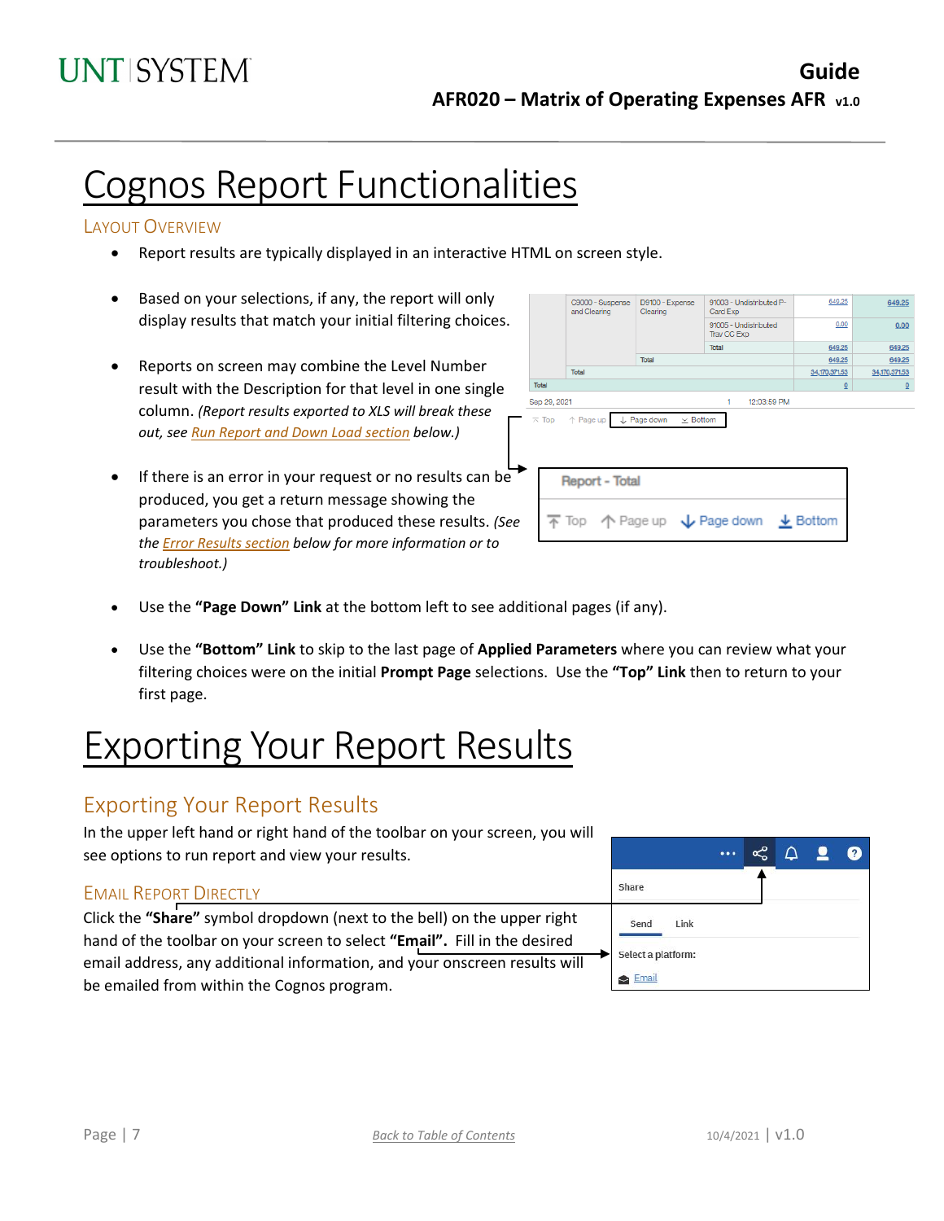# Cognos Report Functionalities

## Layout Overview

- Report results are typically displayed in an interactive HTML on screen style.
- Based on your selections, if any, the report will only display results that match your initial filtering choices.
- Reports on screen may combine the Level Number result with the Description for that level in one single column. *(Report results exported to XLS will break these out, see Run Report and Down Load section below.)*
- If there is an error in your request or no results can be produced, you get a return message showing the parameters you chose that produced these results. *(See the Error Results section below for more information or to troubleshoot.)*
- Use the **"Page Down" Link** at the bottom left to see additional pages (if any).
- Use the **"Bottom" Link** to skip to the last page of **Applied Parameters** where you can review what your filtering choices were on the initial **Prompt Page** selections. Use the **"Top" Link** then to return to your first page.

# Exporting Your Report Results

## Exporting Your Report Results

In the upper left hand or right hand of the toolbar on your screen, you will see options to run report and view your results.

### Email Report Directly

Click the **"Share"** symbol dropdown (next to the bell) on the upper right hand of the toolbar on your screen to select **"Email".** Fill in the desired email address, any additional information, and your onscreen results will be emailed from within the Cognos program.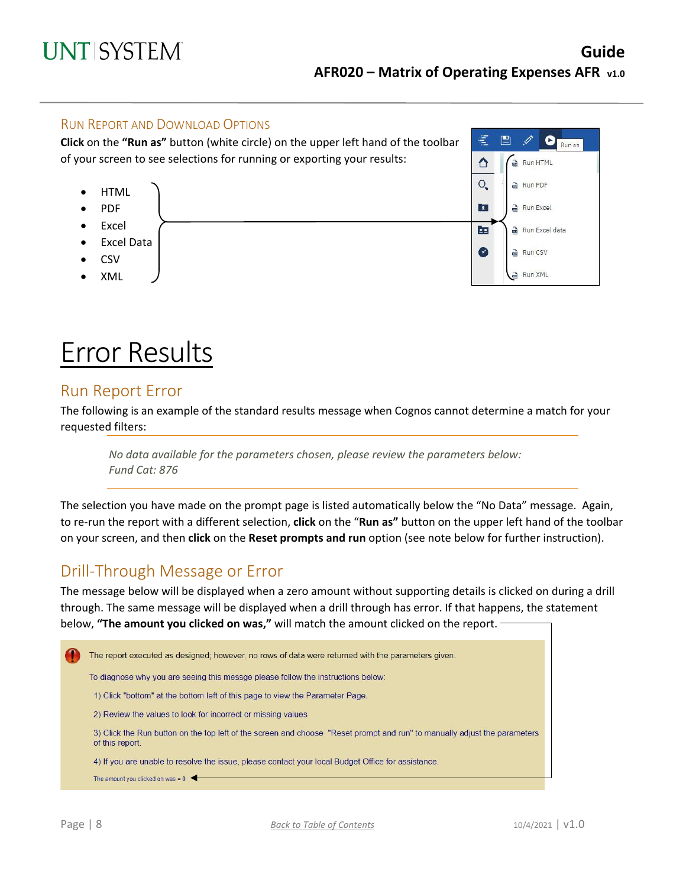## Run Report and Download Options

**Click** on the **"Run as"** button (white circle) on the upper left hand of the toolbar of your screen to see selections for running or exporting your results:

- HTML
- PDF
- Excel
- Excel Data
- CSV
- XML

Run as

Run HTML
Run PDF
Run Excel
Run Excel data
Run CSV
Run XML

# Error Results

## Run Report Error

The following is an example of the standard results message when Cognos cannot determine a match for your requested filters:

> *No data available for the parameters chosen, please review the parameters below:*
> *Fund Cat: 876*

The selection you have made on the prompt page is listed automatically below the "No Data" message. Again, to re-run the report with a different selection, **click** on the "**Run as"** button on the upper left hand of the toolbar on your screen, and then **click** on the **Reset prompts and run** option (see note below for further instruction).

## Drill-Through Message or Error

The message below will be displayed when a zero amount without supporting details is clicked on during a drill through. The same message will be displayed when a drill through has error. If that happens, the statement below, **"The amount you clicked on was,"** will match the amount clicked on the report.

The report executed as designed; however, no rows of data were returned with the parameters given.

To diagnose why you are seeing this messge please follow the instructions below:

1) Click "bottom" at the bottom left of this page to view the Parameter Page.

2) Review the values to look for incorrect or missing values

3) Click the Run button on the top left of the screen and choose "Reset prompt and run" to manually adjust the parameters of this report.

4) If you are unable to resolve the issue, please contact your local Budget Office for assistance.

The amount you clicked on was = 0

Back to Table of Contents